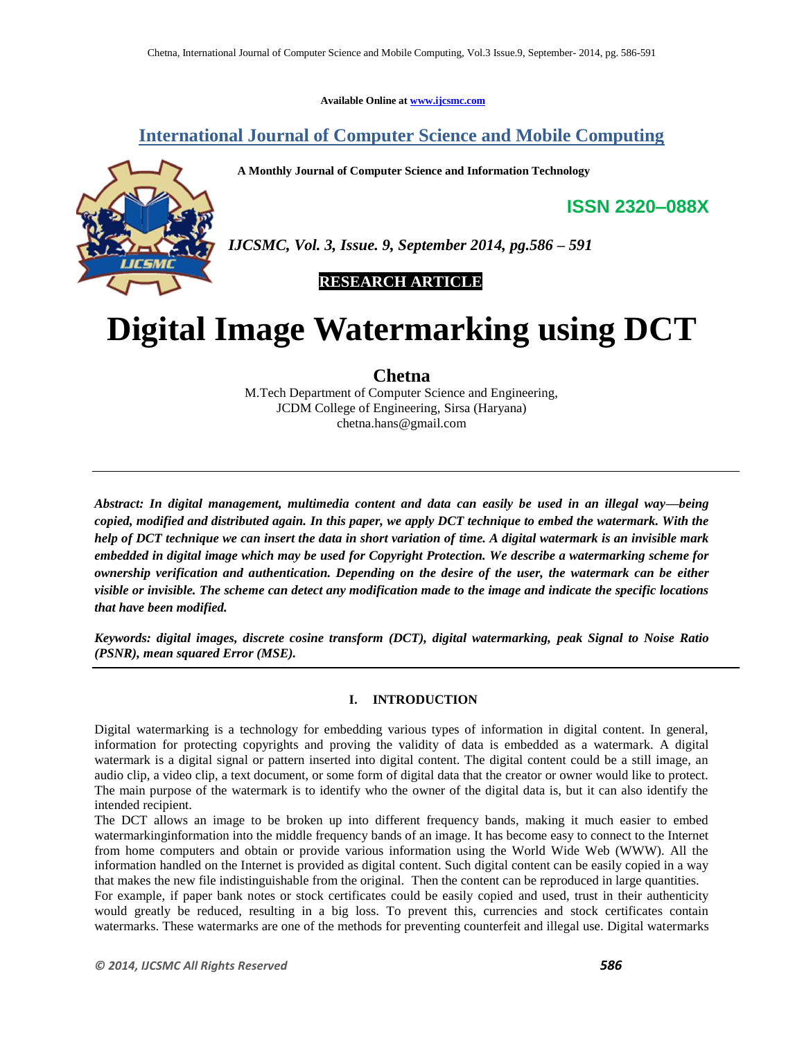Available Online at www.ijcsmc.com

# International Journal of Computer Science and Mobile Computing

**A Monthly Journal of Computer Science and Information Technology**

**ISSN 2320–088X**

***IJCSMC, Vol. 3, Issue. 9, September 2014, pg.586 – 591***

**RESEARCH ARTICLE**

# Digital Image Watermarking using DCT

**Chetna**

M.Tech Department of Computer Science and Engineering,
JCDM College of Engineering, Sirsa (Haryana)
chetna.hans@gmail.com

***Abstract: In digital management, multimedia content and data can easily be used in an illegal way—being copied, modified and distributed again. In this paper, we apply DCT technique to embed the watermark. With the help of DCT technique we can insert the data in short variation of time. A digital watermark is an invisible mark embedded in digital image which may be used for Copyright Protection. We describe a watermarking scheme for ownership verification and authentication. Depending on the desire of the user, the watermark can be either visible or invisible. The scheme can detect any modification made to the image and indicate the specific locations that have been modified.***

***Keywords: digital images, discrete cosine transform (DCT), digital watermarking, peak Signal to Noise Ratio (PSNR), mean squared Error (MSE).***

## I. INTRODUCTION

Digital watermarking is a technology for embedding various types of information in digital content. In general, information for protecting copyrights and proving the validity of data is embedded as a watermark. A digital watermark is a digital signal or pattern inserted into digital content. The digital content could be a still image, an audio clip, a video clip, a text document, or some form of digital data that the creator or owner would like to protect. The main purpose of the watermark is to identify who the owner of the digital data is, but it can also identify the intended recipient.

The DCT allows an image to be broken up into different frequency bands, making it much easier to embed watermarkinginformation into the middle frequency bands of an image. It has become easy to connect to the Internet from home computers and obtain or provide various information using the World Wide Web (WWW). All the information handled on the Internet is provided as digital content. Such digital content can be easily copied in a way that makes the new file indistinguishable from the original. Then the content can be reproduced in large quantities.

For example, if paper bank notes or stock certificates could be easily copied and used, trust in their authenticity would greatly be reduced, resulting in a big loss. To prevent this, currencies and stock certificates contain watermarks. These watermarks are one of the methods for preventing counterfeit and illegal use. Digital watermarks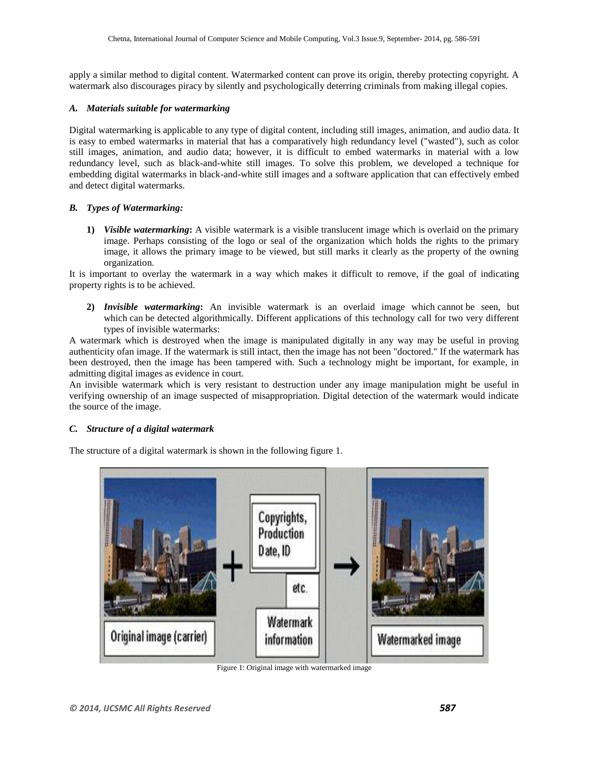apply a similar method to digital content. Watermarked content can prove its origin, thereby protecting copyright. A watermark also discourages piracy by silently and psychologically deterring criminals from making illegal copies.

### *A. Materials suitable for watermarking*

Digital watermarking is applicable to any type of digital content, including still images, animation, and audio data. It is easy to embed watermarks in material that has a comparatively high redundancy level ("wasted"), such as color still images, animation, and audio data; however, it is difficult to embed watermarks in material with a low redundancy level, such as black-and-white still images. To solve this problem, we developed a technique for embedding digital watermarks in black-and-white still images and a software application that can effectively embed and detect digital watermarks.

### *B. Types of Watermarking:*

1) ***Visible watermarking*:** A visible watermark is a visible translucent image which is overlaid on the primary image. Perhaps consisting of the logo or seal of the organization which holds the rights to the primary image, it allows the primary image to be viewed, but still marks it clearly as the property of the owning organization.

It is important to overlay the watermark in a way which makes it difficult to remove, if the goal of indicating property rights is to be achieved.

2) ***Invisible watermarking*:** An invisible watermark is an overlaid image which cannot be seen, but which can be detected algorithmically. Different applications of this technology call for two very different types of invisible watermarks:

A watermark which is destroyed when the image is manipulated digitally in any way may be useful in proving authenticity ofan image. If the watermark is still intact, then the image has not been "doctored." If the watermark has been destroyed, then the image has been tampered with. Such a technology might be important, for example, in admitting digital images as evidence in court.

An invisible watermark which is very resistant to destruction under any image manipulation might be useful in verifying ownership of an image suspected of misappropriation. Digital detection of the watermark would indicate the source of the image.

### *C. Structure of a digital watermark*

The structure of a digital watermark is shown in the following figure 1.

Figure 1: Original image with watermarked image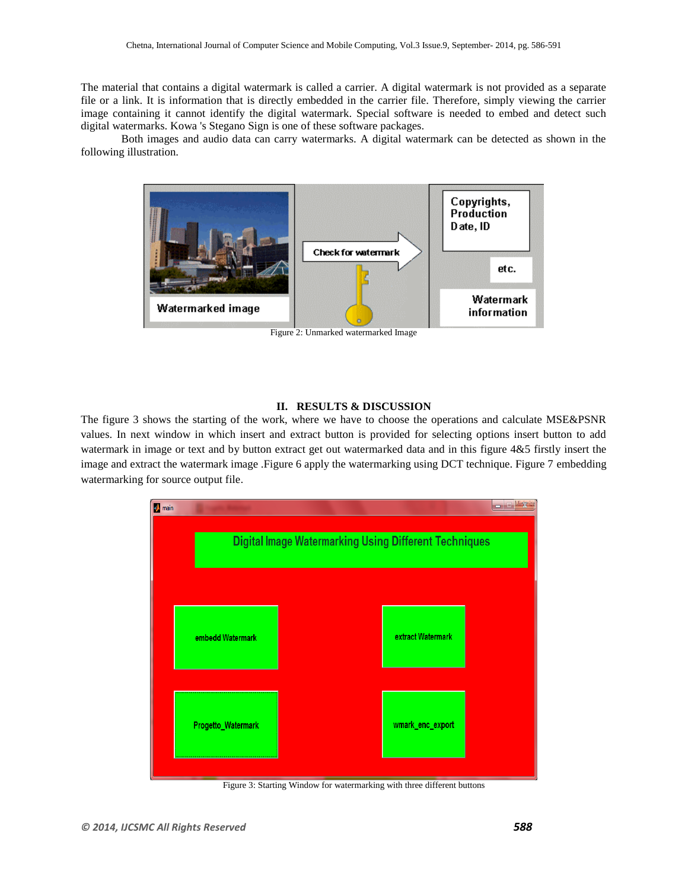The material that contains a digital watermark is called a carrier. A digital watermark is not provided as a separate file or a link. It is information that is directly embedded in the carrier file. Therefore, simply viewing the carrier image containing it cannot identify the digital watermark. Special software is needed to embed and detect such digital watermarks. Kowa 's Stegano Sign is one of these software packages.

Both images and audio data can carry watermarks. A digital watermark can be detected as shown in the following illustration.

Figure 2: Unmarked watermarked Image

## II. RESULTS & DISCUSSION

The figure 3 shows the starting of the work, where we have to choose the operations and calculate MSE&PSNR values. In next window in which insert and extract button is provided for selecting options insert button to add watermark in image or text and by button extract get out watermarked data and in this figure 4&5 firstly insert the image and extract the watermark image .Figure 6 apply the watermarking using DCT technique. Figure 7 embedding watermarking for source output file.

Figure 3: Starting Window for watermarking with three different buttons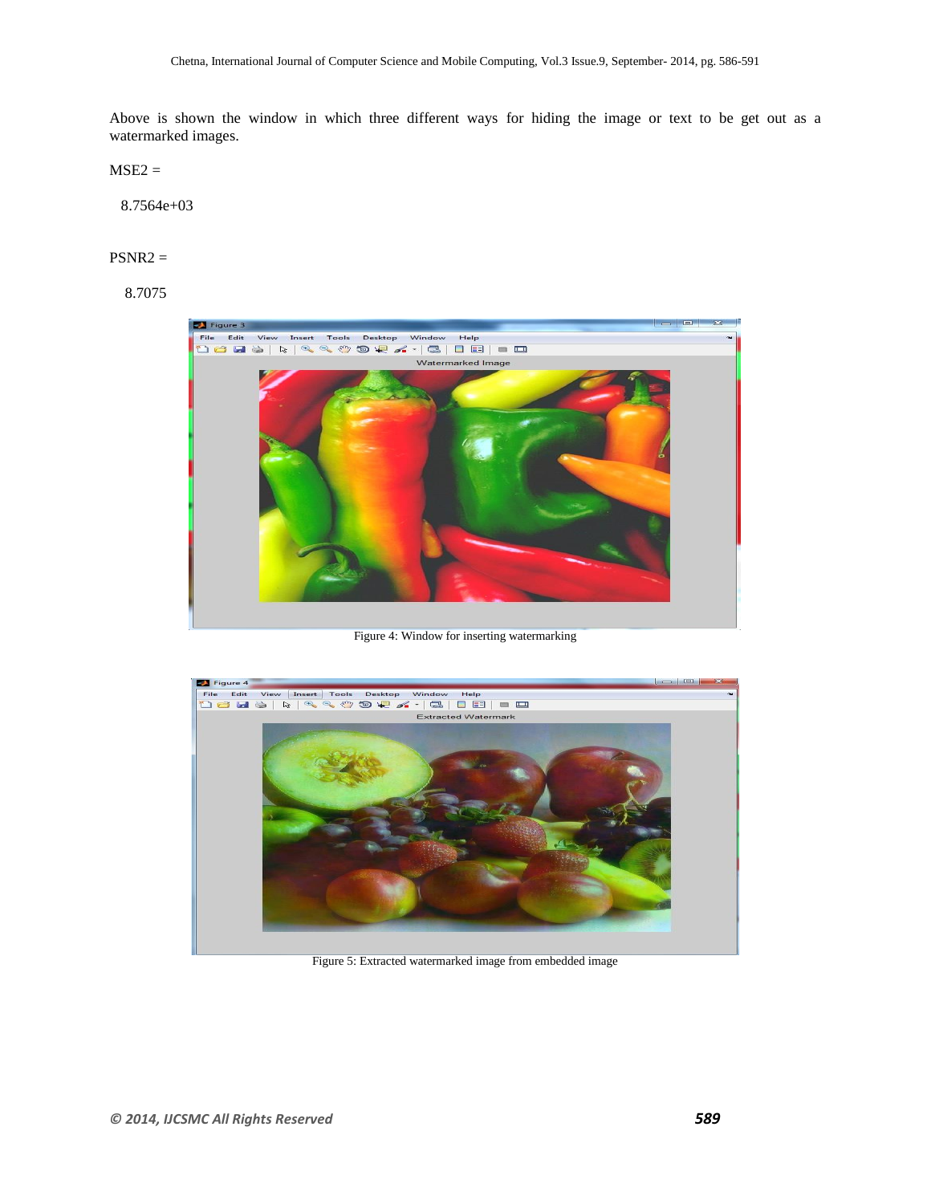Above is shown the window in which three different ways for hiding the image or text to be get out as a watermarked images.

MSE2 =

8.7564e+03

PSNR2 =

8.7075

Figure 4: Window for inserting watermarking

Figure 5: Extracted watermarked image from embedded image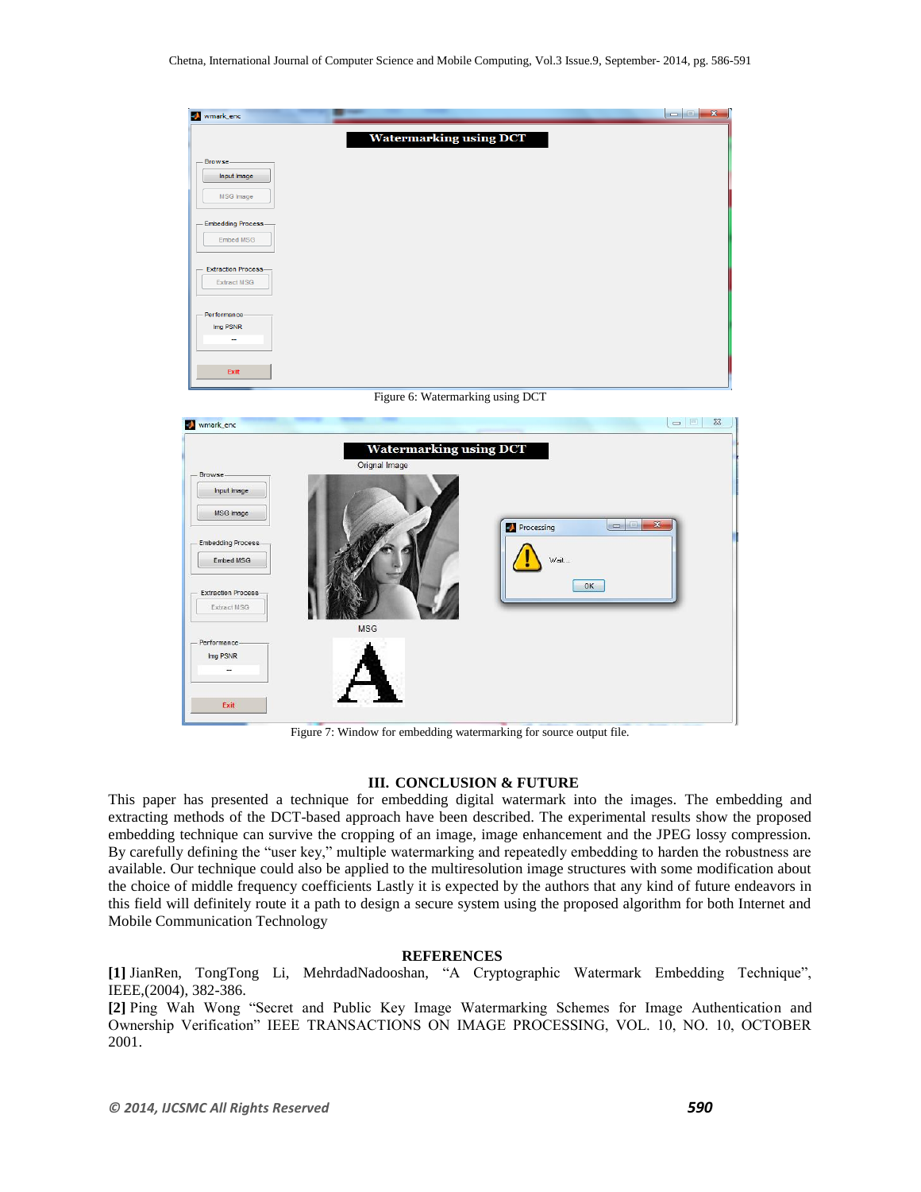Figure 6: Watermarking using DCT

Figure 7: Window for embedding watermarking for source output file.

## III. CONCLUSION & FUTURE

This paper has presented a technique for embedding digital watermark into the images. The embedding and extracting methods of the DCT-based approach have been described. The experimental results show the proposed embedding technique can survive the cropping of an image, image enhancement and the JPEG lossy compression. By carefully defining the "user key," multiple watermarking and repeatedly embedding to harden the robustness are available. Our technique could also be applied to the multiresolution image structures with some modification about the choice of middle frequency coefficients Lastly it is expected by the authors that any kind of future endeavors in this field will definitely route it a path to design a secure system using the proposed algorithm for both Internet and Mobile Communication Technology

## REFERENCES

**[1]** JianRen, TongTong Li, MehrdadNadooshan, "A Cryptographic Watermark Embedding Technique", IEEE,(2004), 382-386.

**[2]** Ping Wah Wong "Secret and Public Key Image Watermarking Schemes for Image Authentication and Ownership Verification" IEEE TRANSACTIONS ON IMAGE PROCESSING, VOL. 10, NO. 10, OCTOBER 2001.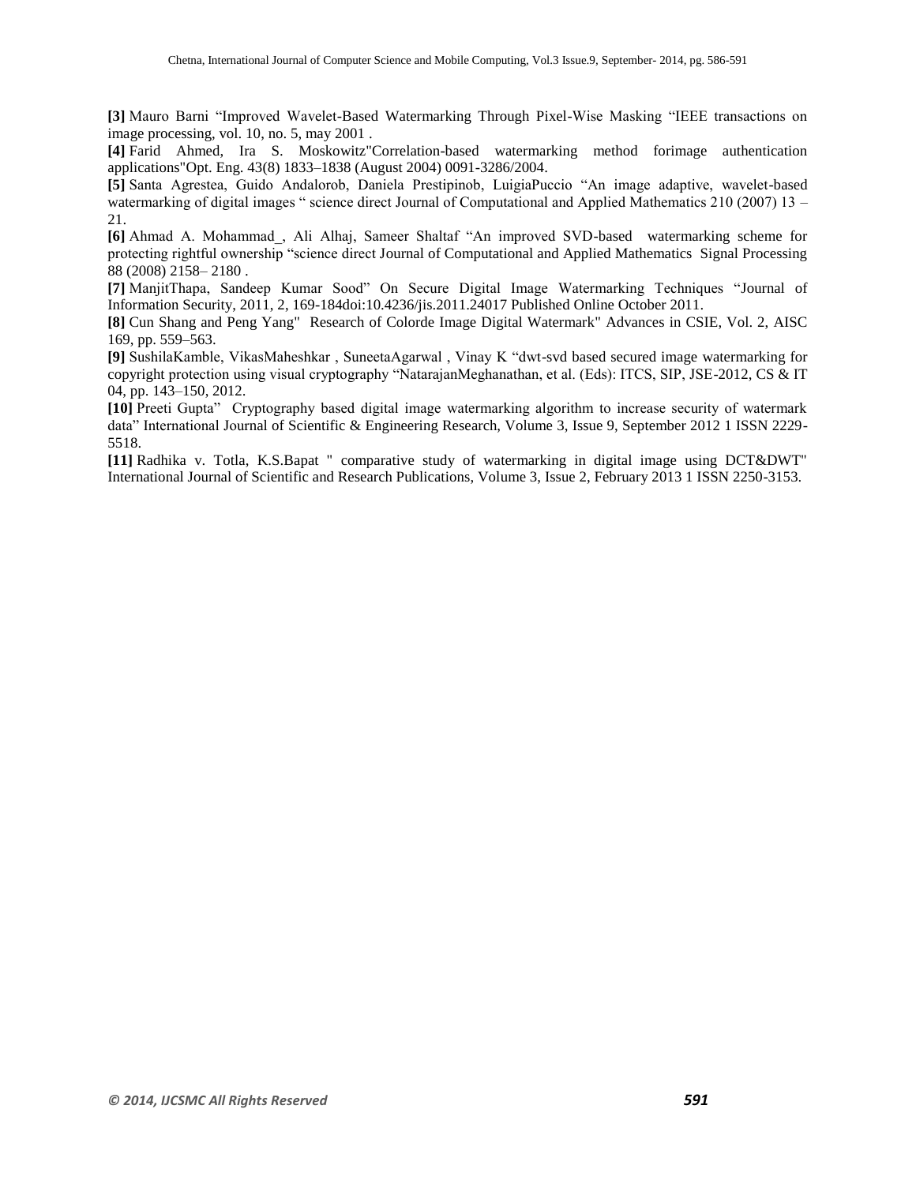**[3]** Mauro Barni "Improved Wavelet-Based Watermarking Through Pixel-Wise Masking "IEEE transactions on image processing, vol. 10, no. 5, may 2001 .

**[4]** Farid Ahmed, Ira S. Moskowitz"Correlation-based watermarking method forimage authentication applications"Opt. Eng. 43(8) 1833–1838 (August 2004) 0091-3286/2004.

**[5]** Santa Agrestea, Guido Andalorob, Daniela Prestipinob, LuigiaPuccio "An image adaptive, wavelet-based watermarking of digital images " science direct Journal of Computational and Applied Mathematics 210 (2007) 13 – 21.

**[6]** Ahmad A. Mohammad_, Ali Alhaj, Sameer Shaltaf "An improved SVD-based watermarking scheme for protecting rightful ownership "science direct Journal of Computational and Applied Mathematics Signal Processing 88 (2008) 2158– 2180 .

**[7]** ManjitThapa, Sandeep Kumar Sood" On Secure Digital Image Watermarking Techniques "Journal of Information Security, 2011, 2, 169-184doi:10.4236/jis.2011.24017 Published Online October 2011.

**[8]** Cun Shang and Peng Yang" Research of Colorde Image Digital Watermark" Advances in CSIE, Vol. 2, AISC 169, pp. 559–563.

**[9]** SushilaKamble, VikasMaheshkar , SuneetaAgarwal , Vinay K "dwt-svd based secured image watermarking for copyright protection using visual cryptography "NatarajanMeghanathan, et al. (Eds): ITCS, SIP, JSE-2012, CS & IT 04, pp. 143–150, 2012.

**[10]** Preeti Gupta" Cryptography based digital image watermarking algorithm to increase security of watermark data" International Journal of Scientific & Engineering Research, Volume 3, Issue 9, September 2012 1 ISSN 2229-5518.

**[11]** Radhika v. Totla, K.S.Bapat " comparative study of watermarking in digital image using DCT&DWT" International Journal of Scientific and Research Publications, Volume 3, Issue 2, February 2013 1 ISSN 2250-3153.